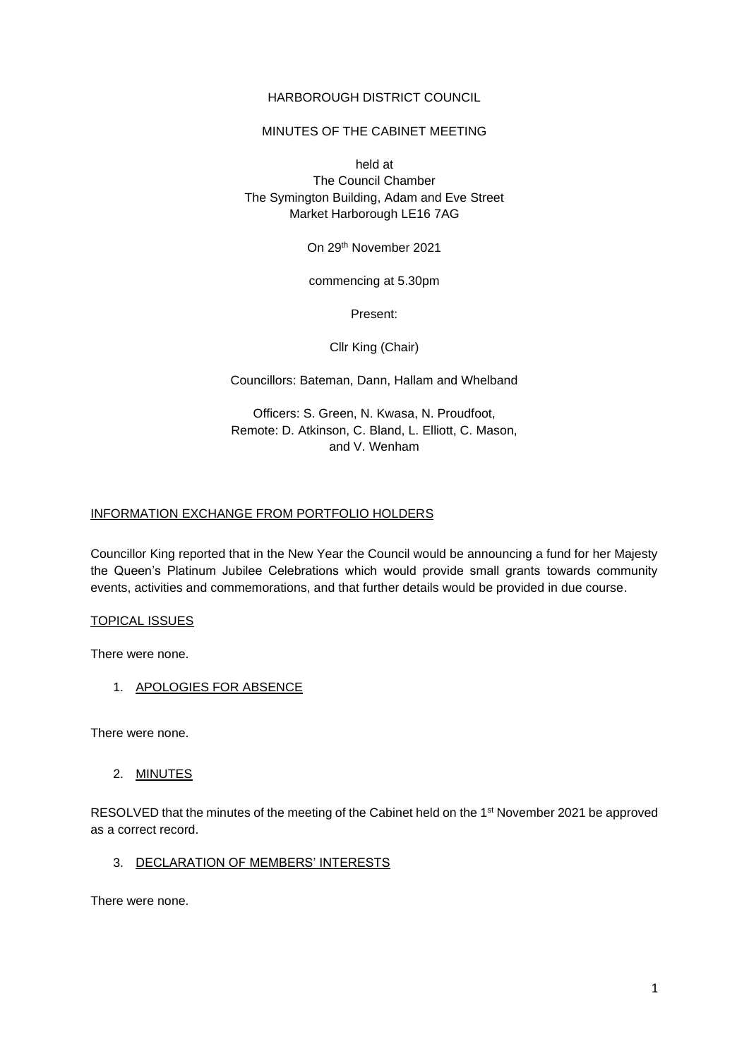HARBOROUGH DISTRICT COUNCIL

MINUTES OF THE CABINET MEETING

held at
The Council Chamber
The Symington Building, Adam and Eve Street
Market Harborough LE16 7AG

On 29th November 2021

commencing at 5.30pm

Present:

Cllr King (Chair)

Councillors: Bateman, Dann, Hallam and Whelband

Officers: S. Green, N. Kwasa, N. Proudfoot,
Remote: D. Atkinson, C. Bland, L. Elliott, C. Mason,
and V. Wenham

## INFORMATION EXCHANGE FROM PORTFOLIO HOLDERS

Councillor King reported that in the New Year the Council would be announcing a fund for her Majesty the Queen's Platinum Jubilee Celebrations which would provide small grants towards community events, activities and commemorations, and that further details would be provided in due course.

## TOPICAL ISSUES

There were none.

## 1. APOLOGIES FOR ABSENCE

There were none.

## 2. MINUTES

RESOLVED that the minutes of the meeting of the Cabinet held on the 1st November 2021 be approved as a correct record.

## 3. DECLARATION OF MEMBERS' INTERESTS

There were none.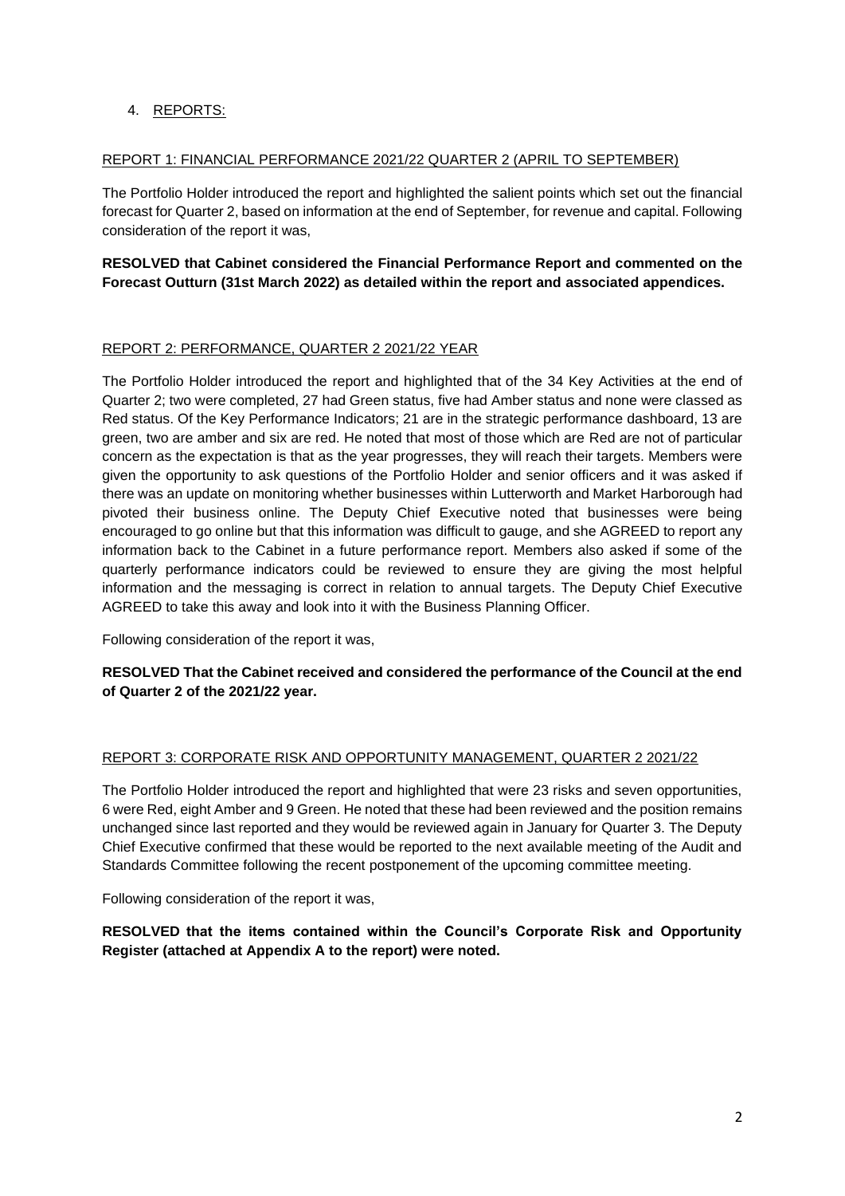4. <u>REPORTS:</u>

<u>REPORT 1: FINANCIAL PERFORMANCE 2021/22 QUARTER 2 (APRIL TO SEPTEMBER)</u>

The Portfolio Holder introduced the report and highlighted the salient points which set out the financial forecast for Quarter 2, based on information at the end of September, for revenue and capital. Following consideration of the report it was,

**RESOLVED that Cabinet considered the Financial Performance Report and commented on the Forecast Outturn (31st March 2022) as detailed within the report and associated appendices.**

<u>REPORT 2: PERFORMANCE, QUARTER 2 2021/22 YEAR</u>

The Portfolio Holder introduced the report and highlighted that of the 34 Key Activities at the end of Quarter 2; two were completed, 27 had Green status, five had Amber status and none were classed as Red status. Of the Key Performance Indicators; 21 are in the strategic performance dashboard, 13 are green, two are amber and six are red. He noted that most of those which are Red are not of particular concern as the expectation is that as the year progresses, they will reach their targets. Members were given the opportunity to ask questions of the Portfolio Holder and senior officers and it was asked if there was an update on monitoring whether businesses within Lutterworth and Market Harborough had pivoted their business online. The Deputy Chief Executive noted that businesses were being encouraged to go online but that this information was difficult to gauge, and she AGREED to report any information back to the Cabinet in a future performance report. Members also asked if some of the quarterly performance indicators could be reviewed to ensure they are giving the most helpful information and the messaging is correct in relation to annual targets. The Deputy Chief Executive AGREED to take this away and look into it with the Business Planning Officer.

Following consideration of the report it was,

**RESOLVED That the Cabinet received and considered the performance of the Council at the end of Quarter 2 of the 2021/22 year.**

<u>REPORT 3: CORPORATE RISK AND OPPORTUNITY MANAGEMENT, QUARTER 2 2021/22</u>

The Portfolio Holder introduced the report and highlighted that were 23 risks and seven opportunities, 6 were Red, eight Amber and 9 Green. He noted that these had been reviewed and the position remains unchanged since last reported and they would be reviewed again in January for Quarter 3. The Deputy Chief Executive confirmed that these would be reported to the next available meeting of the Audit and Standards Committee following the recent postponement of the upcoming committee meeting.

Following consideration of the report it was,

**RESOLVED that the items contained within the Council's Corporate Risk and Opportunity Register (attached at Appendix A to the report) were noted.**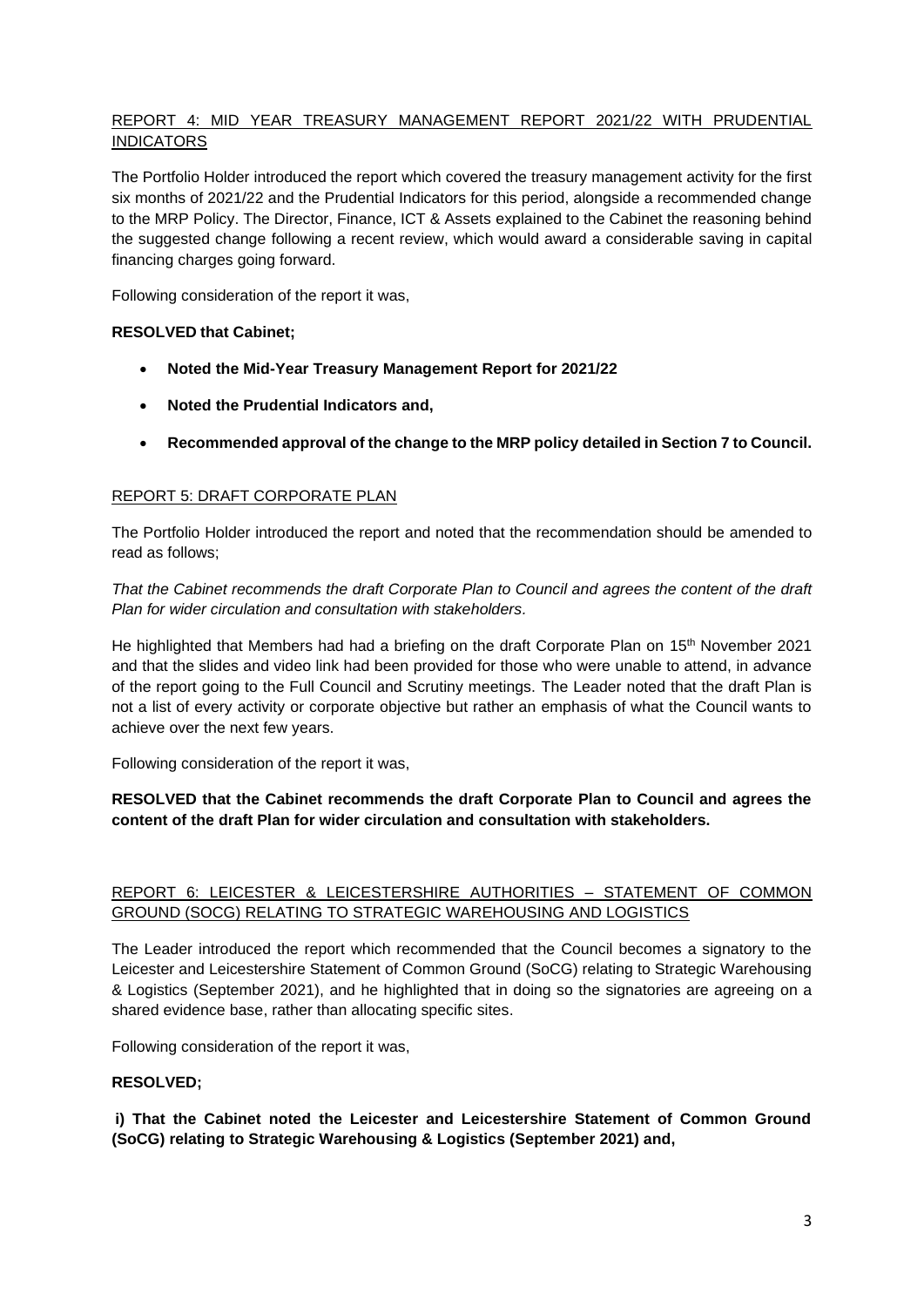## REPORT 4: MID YEAR TREASURY MANAGEMENT REPORT 2021/22 WITH PRUDENTIAL INDICATORS

The Portfolio Holder introduced the report which covered the treasury management activity for the first six months of 2021/22 and the Prudential Indicators for this period, alongside a recommended change to the MRP Policy. The Director, Finance, ICT & Assets explained to the Cabinet the reasoning behind the suggested change following a recent review, which would award a considerable saving in capital financing charges going forward.

Following consideration of the report it was,

**RESOLVED that Cabinet;**

- **Noted the Mid-Year Treasury Management Report for 2021/22**
- **Noted the Prudential Indicators and,**
- **Recommended approval of the change to the MRP policy detailed in Section 7 to Council.**

## REPORT 5: DRAFT CORPORATE PLAN

The Portfolio Holder introduced the report and noted that the recommendation should be amended to read as follows;

*That the Cabinet recommends the draft Corporate Plan to Council and agrees the content of the draft Plan for wider circulation and consultation with stakeholders.*

He highlighted that Members had had a briefing on the draft Corporate Plan on 15th November 2021 and that the slides and video link had been provided for those who were unable to attend, in advance of the report going to the Full Council and Scrutiny meetings. The Leader noted that the draft Plan is not a list of every activity or corporate objective but rather an emphasis of what the Council wants to achieve over the next few years.

Following consideration of the report it was,

**RESOLVED that the Cabinet recommends the draft Corporate Plan to Council and agrees the content of the draft Plan for wider circulation and consultation with stakeholders.**

## REPORT 6: LEICESTER & LEICESTERSHIRE AUTHORITIES – STATEMENT OF COMMON GROUND (SOCG) RELATING TO STRATEGIC WAREHOUSING AND LOGISTICS

The Leader introduced the report which recommended that the Council becomes a signatory to the Leicester and Leicestershire Statement of Common Ground (SoCG) relating to Strategic Warehousing & Logistics (September 2021), and he highlighted that in doing so the signatories are agreeing on a shared evidence base, rather than allocating specific sites.

Following consideration of the report it was,

**RESOLVED;**

**i) That the Cabinet noted the Leicester and Leicestershire Statement of Common Ground (SoCG) relating to Strategic Warehousing & Logistics (September 2021) and,**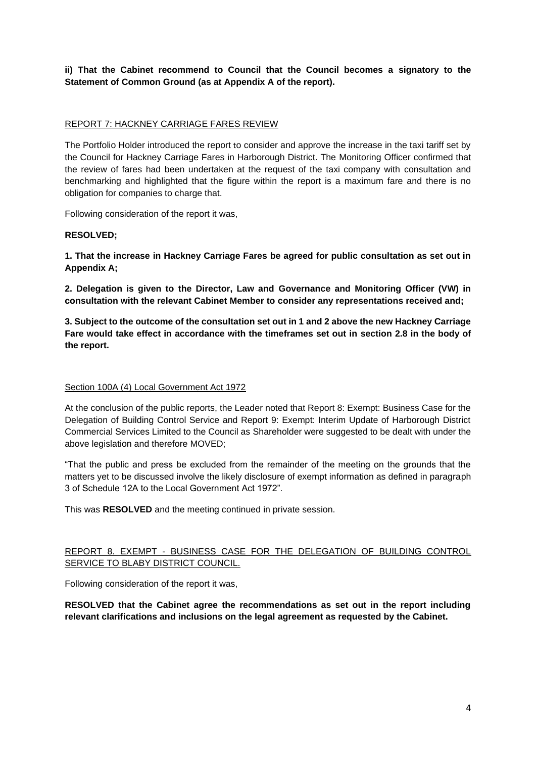**ii) That the Cabinet recommend to Council that the Council becomes a signatory to the Statement of Common Ground (as at Appendix A of the report).**

REPORT 7: HACKNEY CARRIAGE FARES REVIEW

The Portfolio Holder introduced the report to consider and approve the increase in the taxi tariff set by the Council for Hackney Carriage Fares in Harborough District. The Monitoring Officer confirmed that the review of fares had been undertaken at the request of the taxi company with consultation and benchmarking and highlighted that the figure within the report is a maximum fare and there is no obligation for companies to charge that.

Following consideration of the report it was,

**RESOLVED;**

**1. That the increase in Hackney Carriage Fares be agreed for public consultation as set out in Appendix A;**

**2. Delegation is given to the Director, Law and Governance and Monitoring Officer (VW) in consultation with the relevant Cabinet Member to consider any representations received and;**

**3. Subject to the outcome of the consultation set out in 1 and 2 above the new Hackney Carriage Fare would take effect in accordance with the timeframes set out in section 2.8 in the body of the report.**

Section 100A (4) Local Government Act 1972

At the conclusion of the public reports, the Leader noted that Report 8: Exempt: Business Case for the Delegation of Building Control Service and Report 9: Exempt: Interim Update of Harborough District Commercial Services Limited to the Council as Shareholder were suggested to be dealt with under the above legislation and therefore MOVED;

"That the public and press be excluded from the remainder of the meeting on the grounds that the matters yet to be discussed involve the likely disclosure of exempt information as defined in paragraph 3 of Schedule 12A to the Local Government Act 1972".

This was **RESOLVED** and the meeting continued in private session.

REPORT 8. EXEMPT - BUSINESS CASE FOR THE DELEGATION OF BUILDING CONTROL SERVICE TO BLABY DISTRICT COUNCIL.

Following consideration of the report it was,

**RESOLVED that the Cabinet agree the recommendations as set out in the report including relevant clarifications and inclusions on the legal agreement as requested by the Cabinet.**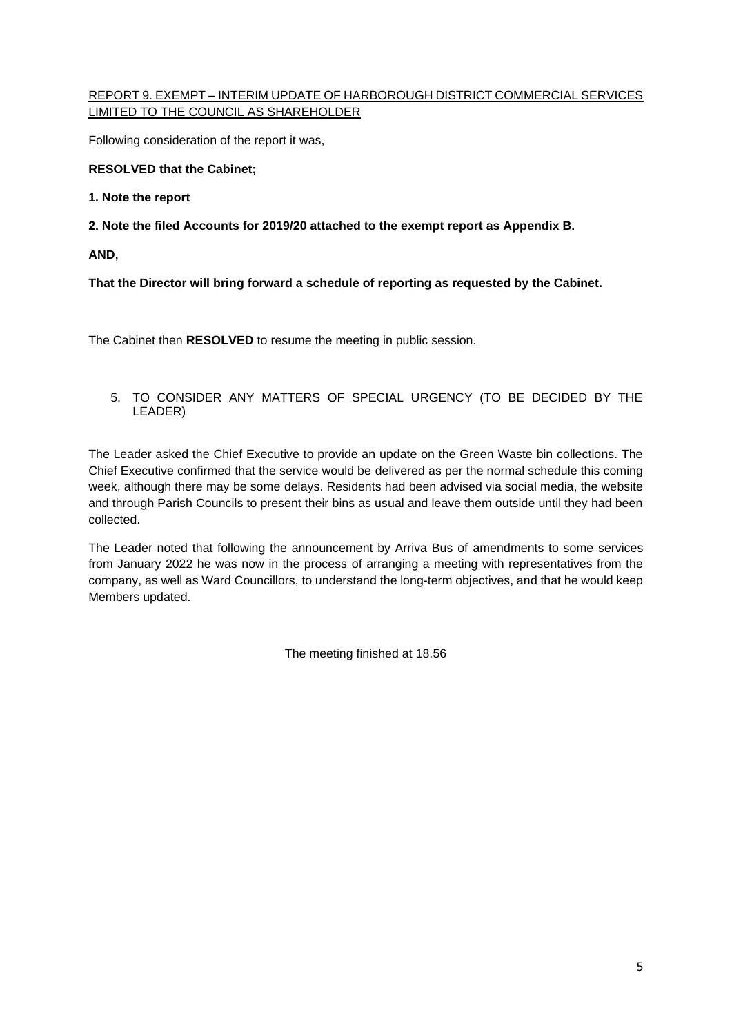REPORT 9. EXEMPT – INTERIM UPDATE OF HARBOROUGH DISTRICT COMMERCIAL SERVICES LIMITED TO THE COUNCIL AS SHAREHOLDER

Following consideration of the report it was,

**RESOLVED that the Cabinet;**

**1. Note the report**

**2. Note the filed Accounts for 2019/20 attached to the exempt report as Appendix B.**

**AND,**

**That the Director will bring forward a schedule of reporting as requested by the Cabinet.**

The Cabinet then **RESOLVED** to resume the meeting in public session.

5. TO CONSIDER ANY MATTERS OF SPECIAL URGENCY (TO BE DECIDED BY THE LEADER)

The Leader asked the Chief Executive to provide an update on the Green Waste bin collections. The Chief Executive confirmed that the service would be delivered as per the normal schedule this coming week, although there may be some delays. Residents had been advised via social media, the website and through Parish Councils to present their bins as usual and leave them outside until they had been collected.

The Leader noted that following the announcement by Arriva Bus of amendments to some services from January 2022 he was now in the process of arranging a meeting with representatives from the company, as well as Ward Councillors, to understand the long-term objectives, and that he would keep Members updated.

The meeting finished at 18.56